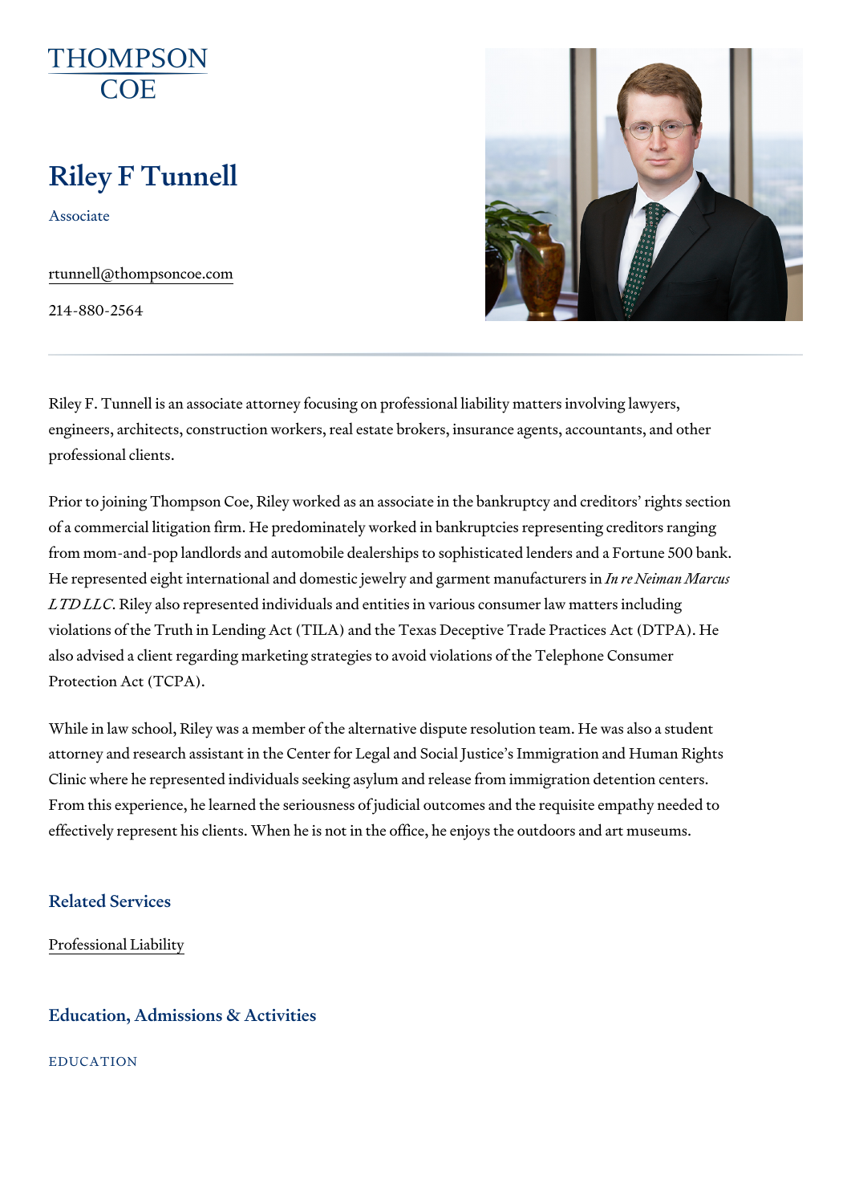THOMPSON COE

# Riley F Tunnell

Associate

rtunnell@thompsoncoe.com

214-880-2564

Riley F. Tunnell is an associate attorney focusing on professional liability matters involving lawyers, engineers, architects, construction workers, real estate brokers, insurance agents, accountants, and other professional clients.

Prior to joining Thompson Coe, Riley worked as an associate in the bankruptcy and creditors' rights section of a commercial litigation firm. He predominately worked in bankruptcies representing creditors ranging from mom-and-pop landlords and automobile dealerships to sophisticated lenders and a Fortune 500 bank. He represented eight international and domestic jewelry and garment manufacturers in *In re Neiman Marcus LTD LLC*. Riley also represented individuals and entities in various consumer law matters including violations of the Truth in Lending Act (TILA) and the Texas Deceptive Trade Practices Act (DTPA). He also advised a client regarding marketing strategies to avoid violations of the Telephone Consumer Protection Act (TCPA).

While in law school, Riley was a member of the alternative dispute resolution team. He was also a student attorney and research assistant in the Center for Legal and Social Justice's Immigration and Human Rights Clinic where he represented individuals seeking asylum and release from immigration detention centers. From this experience, he learned the seriousness of judicial outcomes and the requisite empathy needed to effectively represent his clients. When he is not in the office, he enjoys the outdoors and art museums.

## Related Services

Professional Liability

## Education, Admissions & Activities

EDUCATION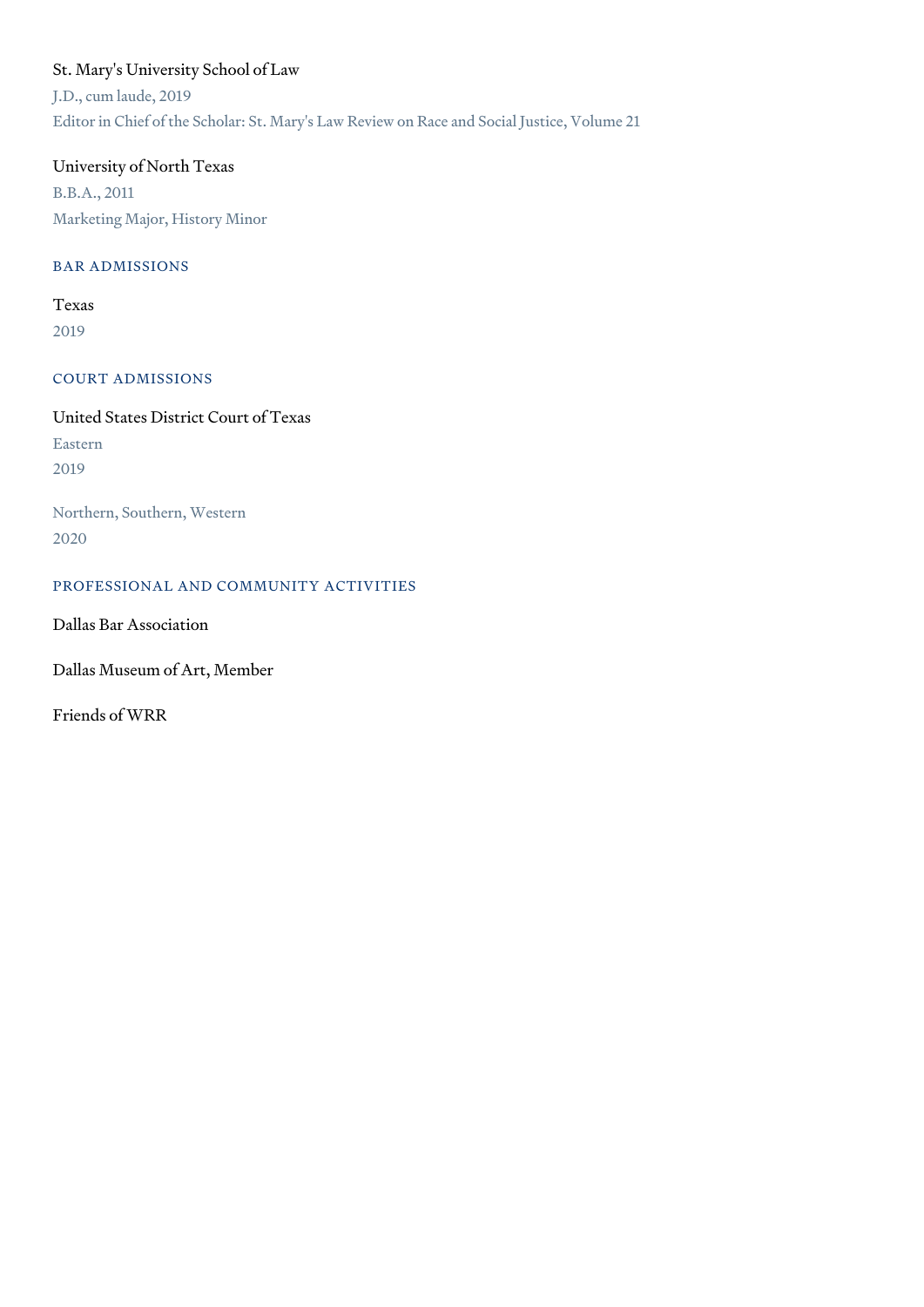St. Mary's University School of Law

J.D., cum laude, 2019

Editor in Chief of the Scholar: St. Mary's Law Review on Race and Social Justice, Volume 21

University of North Texas

B.B.A., 2011

Marketing Major, History Minor

## BAR ADMISSIONS

Texas

2019

## COURT ADMISSIONS

United States District Court of Texas

Eastern

2019

Northern, Southern, Western

2020

## PROFESSIONAL AND COMMUNITY ACTIVITIES

Dallas Bar Association

Dallas Museum of Art, Member

Friends of WRR